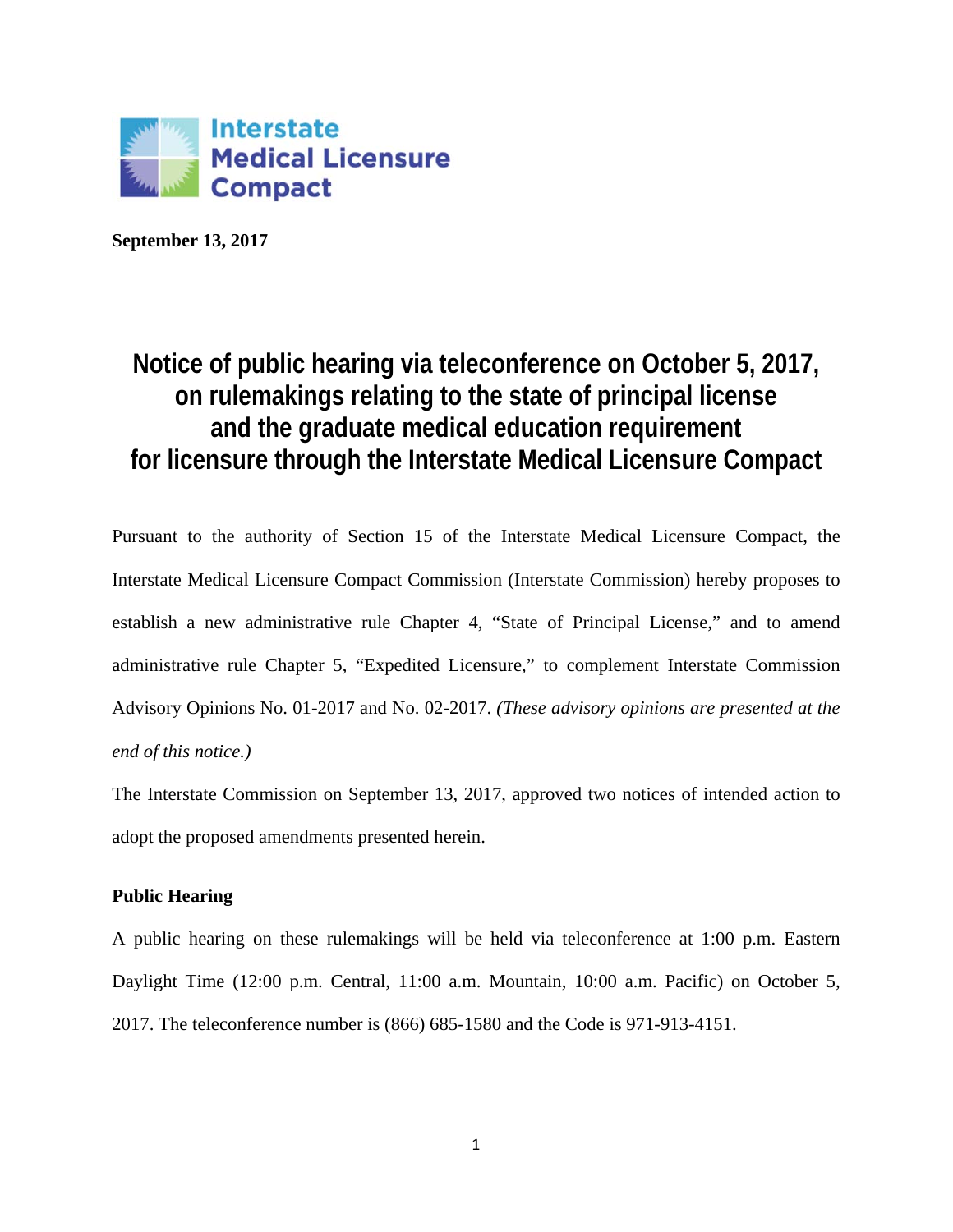Interstate Medical Licensure Compact

**September 13, 2017**

# Notice of public hearing via teleconference on October 5, 2017, on rulemakings relating to the state of principal license and the graduate medical education requirement for licensure through the Interstate Medical Licensure Compact

Pursuant to the authority of Section 15 of the Interstate Medical Licensure Compact, the Interstate Medical Licensure Compact Commission (Interstate Commission) hereby proposes to establish a new administrative rule Chapter 4, "State of Principal License," and to amend administrative rule Chapter 5, "Expedited Licensure," to complement Interstate Commission Advisory Opinions No. 01-2017 and No. 02-2017. *(These advisory opinions are presented at the end of this notice.)*

The Interstate Commission on September 13, 2017, approved two notices of intended action to adopt the proposed amendments presented herein.

**Public Hearing**

A public hearing on these rulemakings will be held via teleconference at 1:00 p.m. Eastern Daylight Time (12:00 p.m. Central, 11:00 a.m. Mountain, 10:00 a.m. Pacific) on October 5, 2017. The teleconference number is (866) 685-1580 and the Code is 971-913-4151.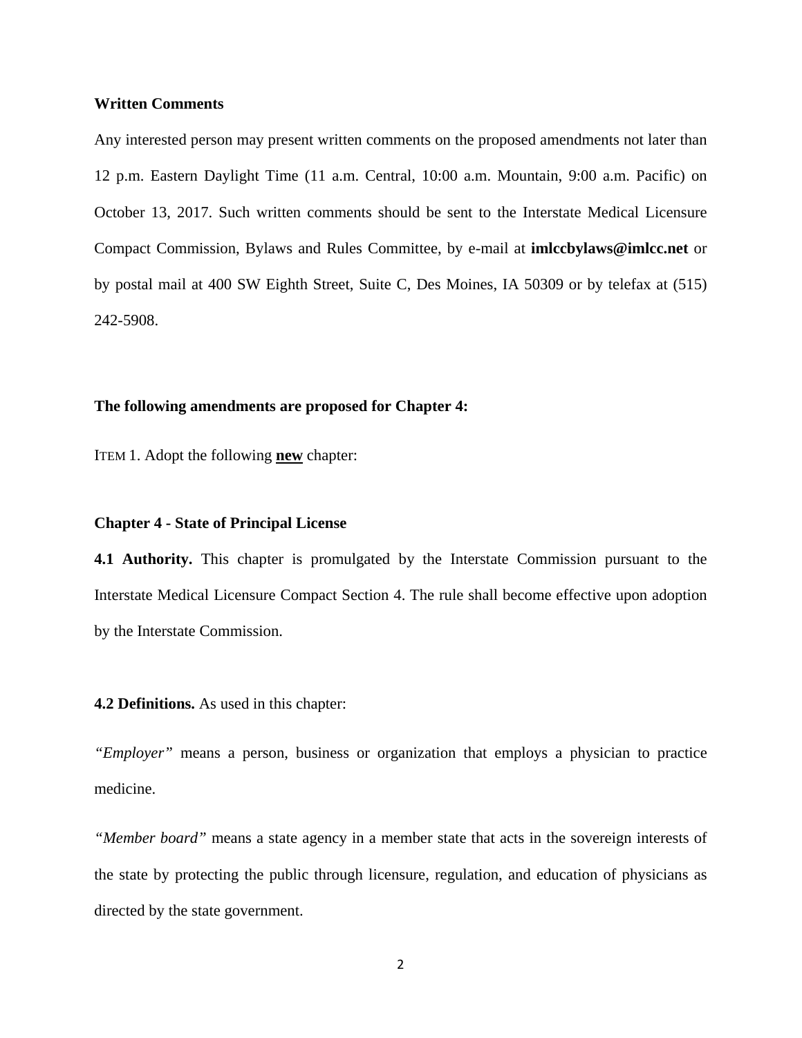**Written Comments**

Any interested person may present written comments on the proposed amendments not later than 12 p.m. Eastern Daylight Time (11 a.m. Central, 10:00 a.m. Mountain, 9:00 a.m. Pacific) on October 13, 2017. Such written comments should be sent to the Interstate Medical Licensure Compact Commission, Bylaws and Rules Committee, by e-mail at **imlccbylaws@imlcc.net** or by postal mail at 400 SW Eighth Street, Suite C, Des Moines, IA 50309 or by telefax at (515) 242-5908.

**The following amendments are proposed for Chapter 4:**

ITEM 1. Adopt the following **new** chapter:

**Chapter 4 - State of Principal License**

**4.1 Authority.** This chapter is promulgated by the Interstate Commission pursuant to the Interstate Medical Licensure Compact Section 4. The rule shall become effective upon adoption by the Interstate Commission.

**4.2 Definitions.** As used in this chapter:

*"Employer"* means a person, business or organization that employs a physician to practice medicine.

*"Member board"* means a state agency in a member state that acts in the sovereign interests of the state by protecting the public through licensure, regulation, and education of physicians as directed by the state government.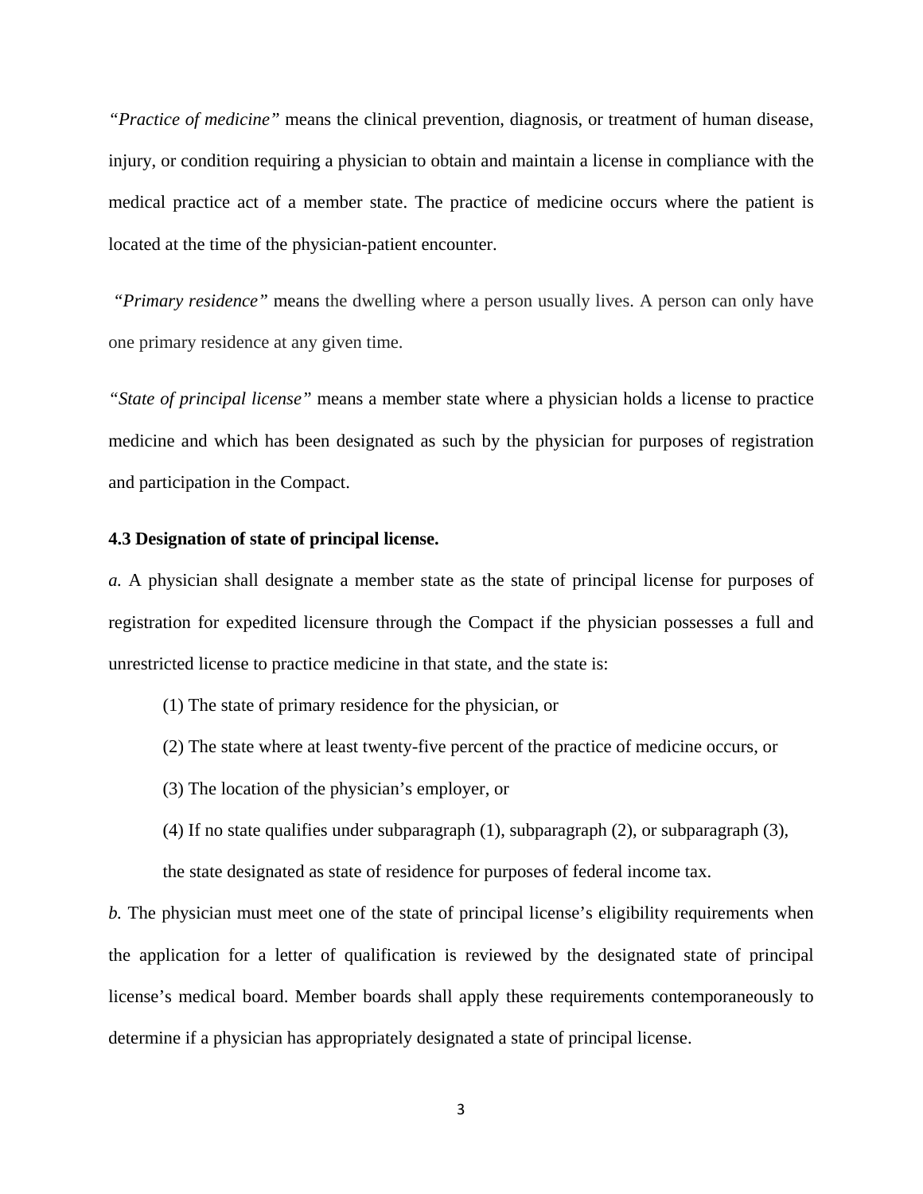*"Practice of medicine"* means the clinical prevention, diagnosis, or treatment of human disease, injury, or condition requiring a physician to obtain and maintain a license in compliance with the medical practice act of a member state. The practice of medicine occurs where the patient is located at the time of the physician-patient encounter.

*"Primary residence"* means the dwelling where a person usually lives. A person can only have one primary residence at any given time.

*"State of principal license"* means a member state where a physician holds a license to practice medicine and which has been designated as such by the physician for purposes of registration and participation in the Compact.

**4.3 Designation of state of principal license.**

*a.* A physician shall designate a member state as the state of principal license for purposes of registration for expedited licensure through the Compact if the physician possesses a full and unrestricted license to practice medicine in that state, and the state is:

(1) The state of primary residence for the physician, or

(2) The state where at least twenty-five percent of the practice of medicine occurs, or

(3) The location of the physician's employer, or

(4) If no state qualifies under subparagraph (1), subparagraph (2), or subparagraph (3), the state designated as state of residence for purposes of federal income tax.

*b.* The physician must meet one of the state of principal license's eligibility requirements when the application for a letter of qualification is reviewed by the designated state of principal license's medical board. Member boards shall apply these requirements contemporaneously to determine if a physician has appropriately designated a state of principal license.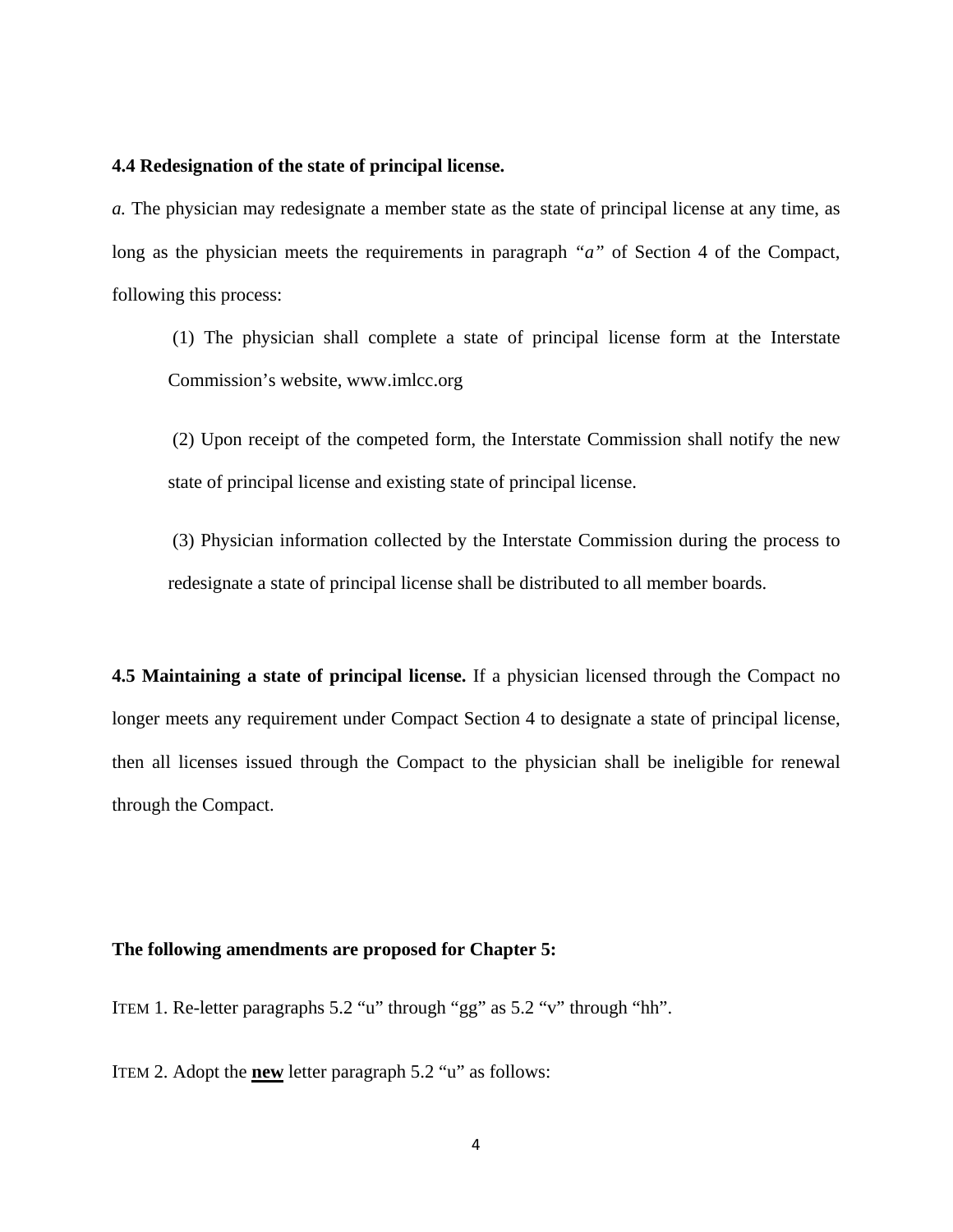**4.4 Redesignation of the state of principal license.**

*a.* The physician may redesignate a member state as the state of principal license at any time, as long as the physician meets the requirements in paragraph *"a"* of Section 4 of the Compact, following this process:

(1) The physician shall complete a state of principal license form at the Interstate Commission's website, www.imlcc.org

(2) Upon receipt of the competed form, the Interstate Commission shall notify the new state of principal license and existing state of principal license.

(3) Physician information collected by the Interstate Commission during the process to redesignate a state of principal license shall be distributed to all member boards.

**4.5 Maintaining a state of principal license.** If a physician licensed through the Compact no longer meets any requirement under Compact Section 4 to designate a state of principal license, then all licenses issued through the Compact to the physician shall be ineligible for renewal through the Compact.

**The following amendments are proposed for Chapter 5:**

ITEM 1. Re-letter paragraphs 5.2 "u" through "gg" as 5.2 "v" through "hh".

ITEM 2. Adopt the **<u>new</u>** letter paragraph 5.2 "u" as follows: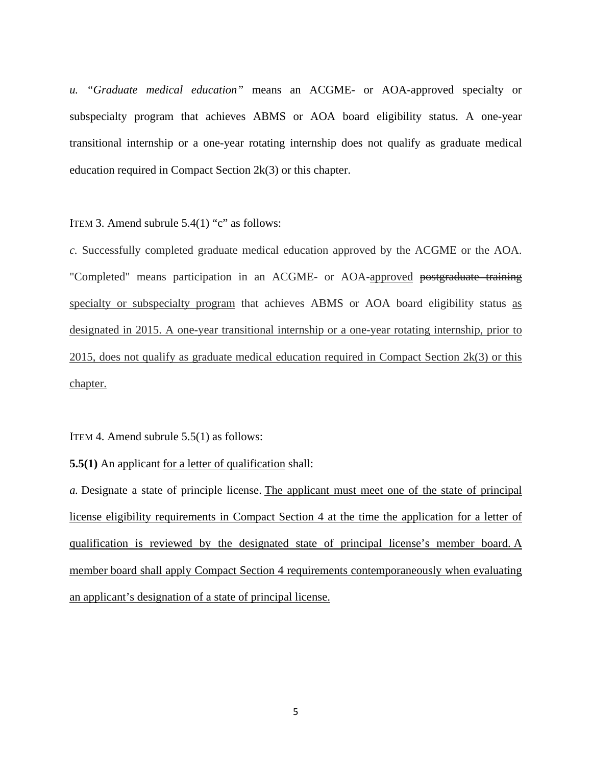*u. "Graduate medical education"* means an ACGME- or AOA-approved specialty or subspecialty program that achieves ABMS or AOA board eligibility status. A one-year transitional internship or a one-year rotating internship does not qualify as graduate medical education required in Compact Section 2k(3) or this chapter.

ITEM 3. Amend subrule 5.4(1) "c" as follows:

*c.* Successfully completed graduate medical education approved by the ACGME or the AOA. "Completed" means participation in an ACGME- or AOA-<u>approved</u> ~~postgraduate training~~ <u>specialty or subspecialty program</u> that achieves ABMS or AOA board eligibility status <u>as designated in 2015. A one-year transitional internship or a one-year rotating internship, prior to 2015, does not qualify as graduate medical education required in Compact Section 2k(3) or this chapter.</u>

ITEM 4. Amend subrule 5.5(1) as follows:

**5.5(1)** An applicant <u>for a letter of qualification</u> shall:

*a.* Designate a state of principle license. <u>The applicant must meet one of the state of principal license eligibility requirements in Compact Section 4 at the time the application for a letter of qualification is reviewed by the designated state of principal license's member board. A member board shall apply Compact Section 4 requirements contemporaneously when evaluating an applicant's designation of a state of principal license.</u>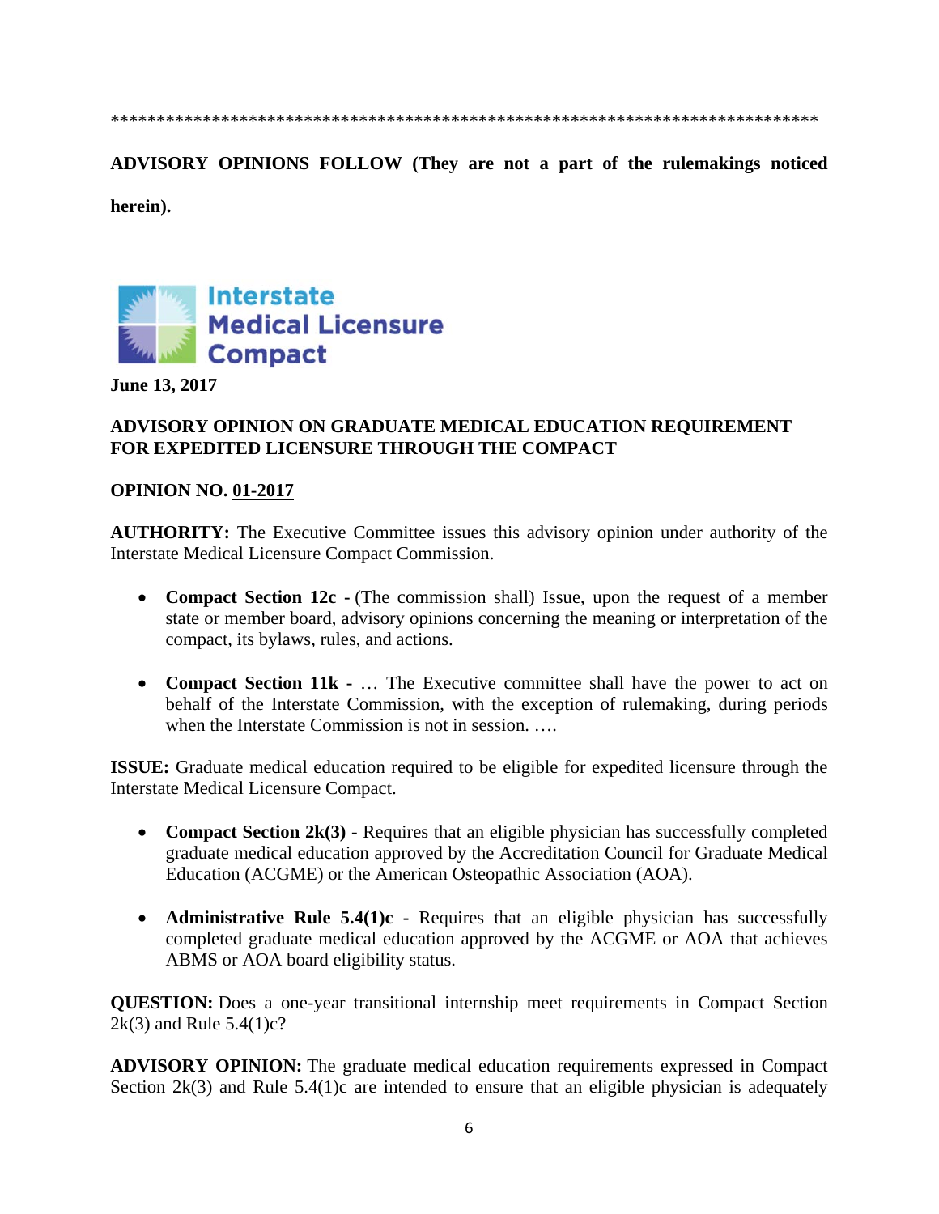******************************************************************************

**ADVISORY OPINIONS FOLLOW (They are not a part of the rulemakings noticed herein).**

Interstate Medical Licensure Compact

**June 13, 2017**

**ADVISORY OPINION ON GRADUATE MEDICAL EDUCATION REQUIREMENT FOR EXPEDITED LICENSURE THROUGH THE COMPACT**

**OPINION NO. 01-2017**

**AUTHORITY:** The Executive Committee issues this advisory opinion under authority of the Interstate Medical Licensure Compact Commission.

- **Compact Section 12c -** (The commission shall) Issue, upon the request of a member state or member board, advisory opinions concerning the meaning or interpretation of the compact, its bylaws, rules, and actions.
- **Compact Section 11k -** … The Executive committee shall have the power to act on behalf of the Interstate Commission, with the exception of rulemaking, during periods when the Interstate Commission is not in session. ….

**ISSUE:** Graduate medical education required to be eligible for expedited licensure through the Interstate Medical Licensure Compact.

- **Compact Section 2k(3)** - Requires that an eligible physician has successfully completed graduate medical education approved by the Accreditation Council for Graduate Medical Education (ACGME) or the American Osteopathic Association (AOA).
- **Administrative Rule 5.4(1)c -** Requires that an eligible physician has successfully completed graduate medical education approved by the ACGME or AOA that achieves ABMS or AOA board eligibility status.

**QUESTION:** Does a one-year transitional internship meet requirements in Compact Section 2k(3) and Rule 5.4(1)c?

**ADVISORY OPINION:** The graduate medical education requirements expressed in Compact Section 2k(3) and Rule 5.4(1)c are intended to ensure that an eligible physician is adequately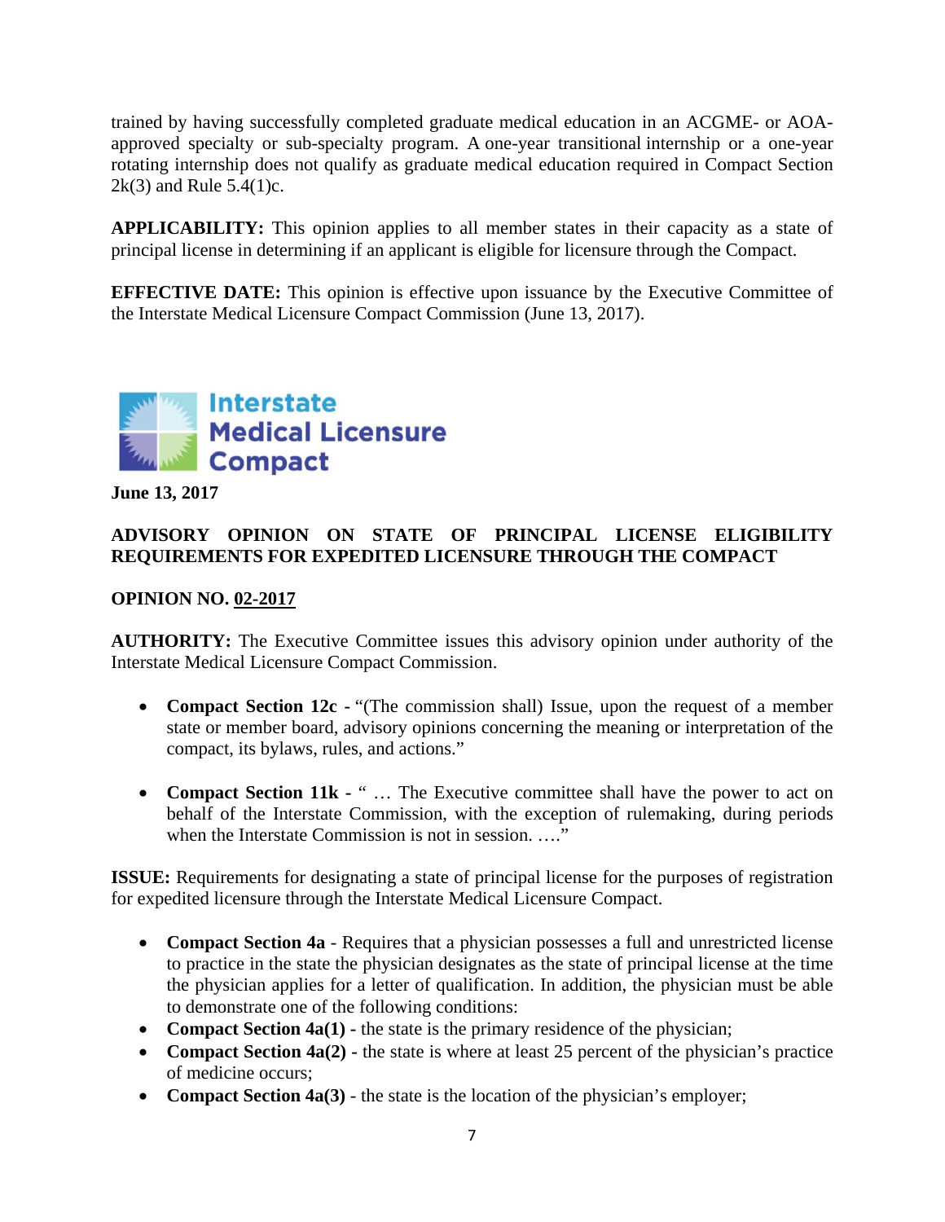trained by having successfully completed graduate medical education in an ACGME- or AOA-approved specialty or sub-specialty program. A one-year transitional internship or a one-year rotating internship does not qualify as graduate medical education required in Compact Section 2k(3) and Rule 5.4(1)c.

**APPLICABILITY:** This opinion applies to all member states in their capacity as a state of principal license in determining if an applicant is eligible for licensure through the Compact.

**EFFECTIVE DATE:** This opinion is effective upon issuance by the Executive Committee of the Interstate Medical Licensure Compact Commission (June 13, 2017).

Interstate Medical Licensure Compact

**June 13, 2017**

**ADVISORY OPINION ON STATE OF PRINCIPAL LICENSE ELIGIBILITY REQUIREMENTS FOR EXPEDITED LICENSURE THROUGH THE COMPACT**

**OPINION NO. 02-2017**

**AUTHORITY:** The Executive Committee issues this advisory opinion under authority of the Interstate Medical Licensure Compact Commission.

- **Compact Section 12c -** "(The commission shall) Issue, upon the request of a member state or member board, advisory opinions concerning the meaning or interpretation of the compact, its bylaws, rules, and actions."
- **Compact Section 11k -** " … The Executive committee shall have the power to act on behalf of the Interstate Commission, with the exception of rulemaking, during periods when the Interstate Commission is not in session. …."

**ISSUE:** Requirements for designating a state of principal license for the purposes of registration for expedited licensure through the Interstate Medical Licensure Compact.

- **Compact Section 4a** - Requires that a physician possesses a full and unrestricted license to practice in the state the physician designates as the state of principal license at the time the physician applies for a letter of qualification. In addition, the physician must be able to demonstrate one of the following conditions:
- **Compact Section 4a(1) -** the state is the primary residence of the physician;
- **Compact Section 4a(2) -** the state is where at least 25 percent of the physician's practice of medicine occurs;
- **Compact Section 4a(3)** - the state is the location of the physician's employer;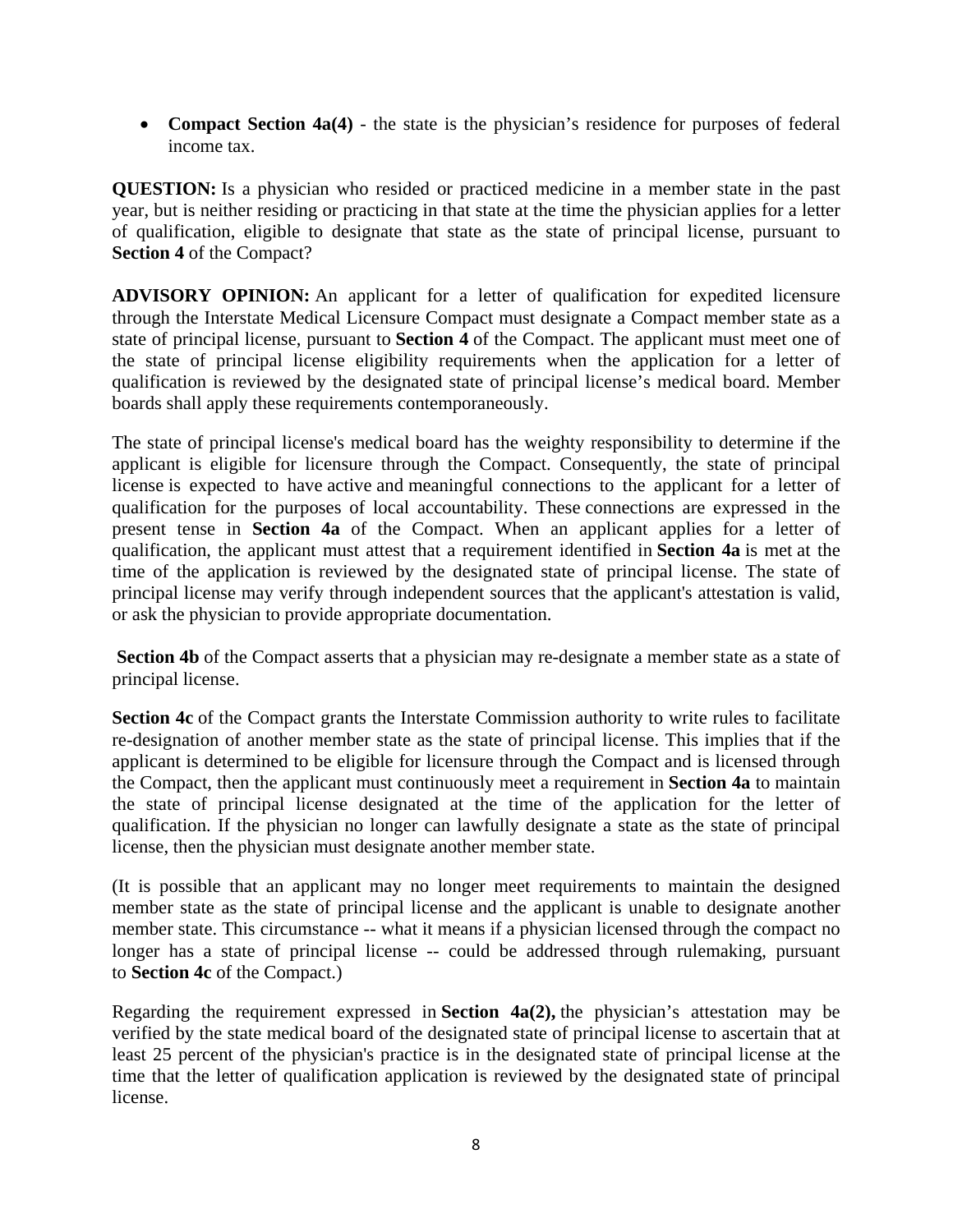- **Compact Section 4a(4)** - the state is the physician's residence for purposes of federal income tax.

**QUESTION:** Is a physician who resided or practiced medicine in a member state in the past year, but is neither residing or practicing in that state at the time the physician applies for a letter of qualification, eligible to designate that state as the state of principal license, pursuant to **Section 4** of the Compact?

**ADVISORY OPINION:** An applicant for a letter of qualification for expedited licensure through the Interstate Medical Licensure Compact must designate a Compact member state as a state of principal license, pursuant to **Section 4** of the Compact. The applicant must meet one of the state of principal license eligibility requirements when the application for a letter of qualification is reviewed by the designated state of principal license's medical board. Member boards shall apply these requirements contemporaneously.

The state of principal license's medical board has the weighty responsibility to determine if the applicant is eligible for licensure through the Compact. Consequently, the state of principal license is expected to have active and meaningful connections to the applicant for a letter of qualification for the purposes of local accountability. These connections are expressed in the present tense in **Section 4a** of the Compact. When an applicant applies for a letter of qualification, the applicant must attest that a requirement identified in **Section 4a** is met at the time of the application is reviewed by the designated state of principal license. The state of principal license may verify through independent sources that the applicant's attestation is valid, or ask the physician to provide appropriate documentation.

**Section 4b** of the Compact asserts that a physician may re-designate a member state as a state of principal license.

**Section 4c** of the Compact grants the Interstate Commission authority to write rules to facilitate re-designation of another member state as the state of principal license. This implies that if the applicant is determined to be eligible for licensure through the Compact and is licensed through the Compact, then the applicant must continuously meet a requirement in **Section 4a** to maintain the state of principal license designated at the time of the application for the letter of qualification. If the physician no longer can lawfully designate a state as the state of principal license, then the physician must designate another member state.

(It is possible that an applicant may no longer meet requirements to maintain the designed member state as the state of principal license and the applicant is unable to designate another member state. This circumstance -- what it means if a physician licensed through the compact no longer has a state of principal license -- could be addressed through rulemaking, pursuant to **Section 4c** of the Compact.)

Regarding the requirement expressed in **Section 4a(2),** the physician's attestation may be verified by the state medical board of the designated state of principal license to ascertain that at least 25 percent of the physician's practice is in the designated state of principal license at the time that the letter of qualification application is reviewed by the designated state of principal license.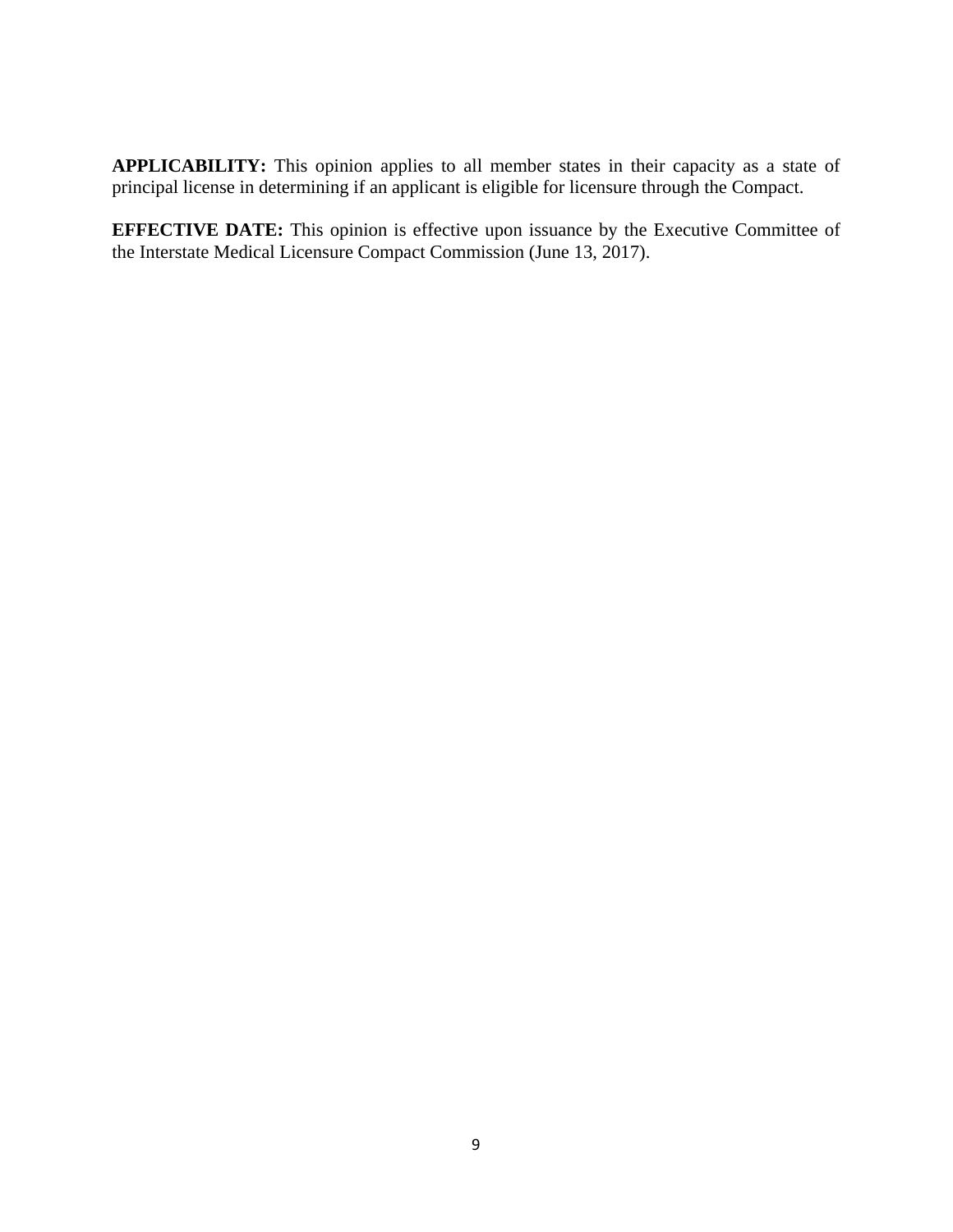**APPLICABILITY:** This opinion applies to all member states in their capacity as a state of principal license in determining if an applicant is eligible for licensure through the Compact.

**EFFECTIVE DATE:** This opinion is effective upon issuance by the Executive Committee of the Interstate Medical Licensure Compact Commission (June 13, 2017).